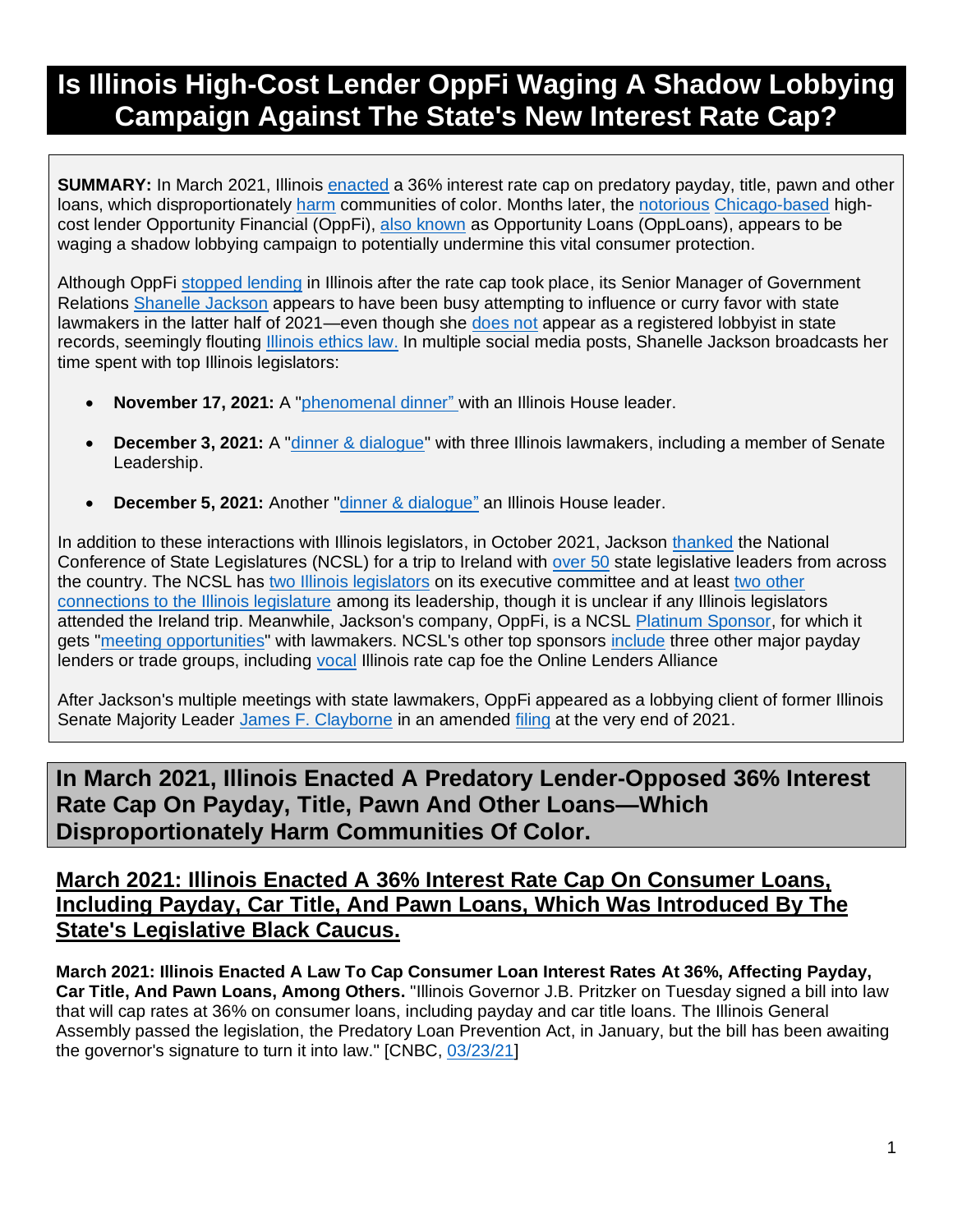# Is Illinois High-Cost Lender OppFi Waging A Shadow Lobbying Campaign Against The State's New Interest Rate Cap?

**SUMMARY:** In March 2021, Illinois enacted a 36% interest rate cap on predatory payday, title, pawn and other loans, which disproportionately harm communities of color. Months later, the notorious Chicago-based high-cost lender Opportunity Financial (OppFi), also known as Opportunity Loans (OppLoans), appears to be waging a shadow lobbying campaign to potentially undermine this vital consumer protection.

Although OppFi stopped lending in Illinois after the rate cap took place, its Senior Manager of Government Relations Shanelle Jackson appears to have been busy attempting to influence or curry favor with state lawmakers in the latter half of 2021—even though she does not appear as a registered lobbyist in state records, seemingly flouting Illinois ethics law. In multiple social media posts, Shanelle Jackson broadcasts her time spent with top Illinois legislators:

- **November 17, 2021:** A "phenomenal dinner" with an Illinois House leader.
- **December 3, 2021:** A "dinner & dialogue" with three Illinois lawmakers, including a member of Senate Leadership.
- **December 5, 2021:** Another "dinner & dialogue" an Illinois House leader.

In addition to these interactions with Illinois legislators, in October 2021, Jackson thanked the National Conference of State Legislatures (NCSL) for a trip to Ireland with over 50 state legislative leaders from across the country. The NCSL has two Illinois legislators on its executive committee and at least two other connections to the Illinois legislature among its leadership, though it is unclear if any Illinois legislators attended the Ireland trip. Meanwhile, Jackson's company, OppFi, is a NCSL Platinum Sponsor, for which it gets "meeting opportunities" with lawmakers. NCSL's other top sponsors include three other major payday lenders or trade groups, including vocal Illinois rate cap foe the Online Lenders Alliance

After Jackson's multiple meetings with state lawmakers, OppFi appeared as a lobbying client of former Illinois Senate Majority Leader James F. Clayborne in an amended filing at the very end of 2021.

## In March 2021, Illinois Enacted A Predatory Lender-Opposed 36% Interest Rate Cap On Payday, Title, Pawn And Other Loans—Which Disproportionately Harm Communities Of Color.

### March 2021: Illinois Enacted A 36% Interest Rate Cap On Consumer Loans, Including Payday, Car Title, And Pawn Loans, Which Was Introduced By The State's Legislative Black Caucus.

**March 2021: Illinois Enacted A Law To Cap Consumer Loan Interest Rates At 36%, Affecting Payday, Car Title, And Pawn Loans, Among Others.** "Illinois Governor J.B. Pritzker on Tuesday signed a bill into law that will cap rates at 36% on consumer loans, including payday and car title loans. The Illinois General Assembly passed the legislation, the Predatory Loan Prevention Act, in January, but the bill has been awaiting the governor's signature to turn it into law." [CNBC, 03/23/21]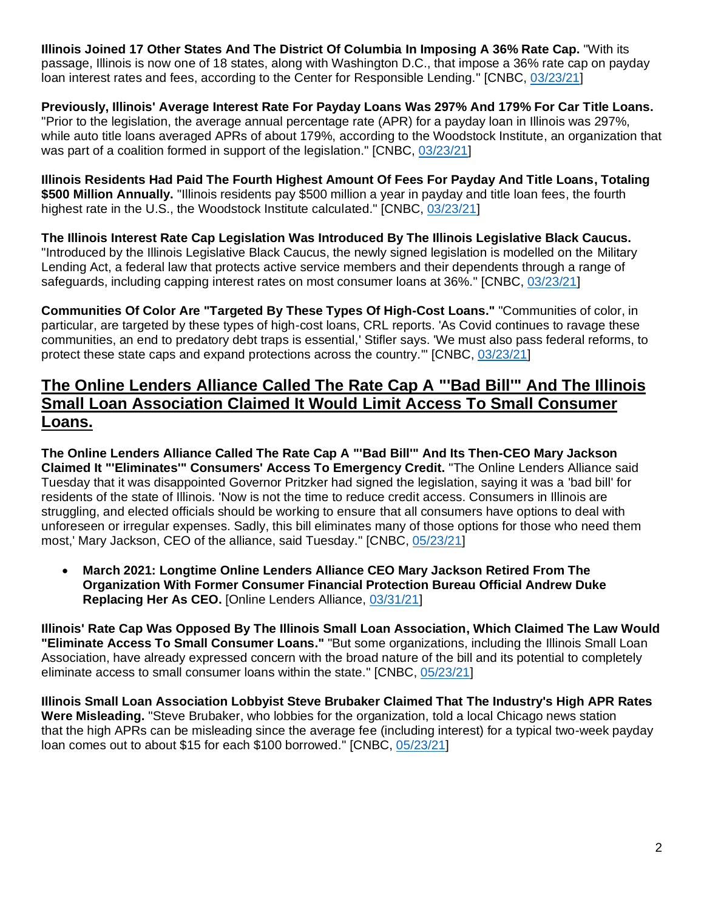**Illinois Joined 17 Other States And The District Of Columbia In Imposing A 36% Rate Cap.** "With its passage, Illinois is now one of 18 states, along with Washington D.C., that impose a 36% rate cap on payday loan interest rates and fees, according to the Center for Responsible Lending." [CNBC, 03/23/21]

**Previously, Illinois' Average Interest Rate For Payday Loans Was 297% And 179% For Car Title Loans.** "Prior to the legislation, the average annual percentage rate (APR) for a payday loan in Illinois was 297%, while auto title loans averaged APRs of about 179%, according to the Woodstock Institute, an organization that was part of a coalition formed in support of the legislation." [CNBC, 03/23/21]

**Illinois Residents Had Paid The Fourth Highest Amount Of Fees For Payday And Title Loans, Totaling $500 Million Annually.** "Illinois residents pay $500 million a year in payday and title loan fees, the fourth highest rate in the U.S., the Woodstock Institute calculated." [CNBC, 03/23/21]

**The Illinois Interest Rate Cap Legislation Was Introduced By The Illinois Legislative Black Caucus.** "Introduced by the Illinois Legislative Black Caucus, the newly signed legislation is modelled on the Military Lending Act, a federal law that protects active service members and their dependents through a range of safeguards, including capping interest rates on most consumer loans at 36%." [CNBC, 03/23/21]

**Communities Of Color Are "Targeted By These Types Of High-Cost Loans."** "Communities of color, in particular, are targeted by these types of high-cost loans, CRL reports. 'As Covid continues to ravage these communities, an end to predatory debt traps is essential,' Stifler says. 'We must also pass federal reforms, to protect these state caps and expand protections across the country.'" [CNBC, 03/23/21]

## The Online Lenders Alliance Called The Rate Cap A "'Bad Bill'" And The Illinois Small Loan Association Claimed It Would Limit Access To Small Consumer Loans.

**The Online Lenders Alliance Called The Rate Cap A "'Bad Bill'" And Its Then-CEO Mary Jackson Claimed It "'Eliminates'" Consumers' Access To Emergency Credit.** "The Online Lenders Alliance said Tuesday that it was disappointed Governor Pritzker had signed the legislation, saying it was a 'bad bill' for residents of the state of Illinois. 'Now is not the time to reduce credit access. Consumers in Illinois are struggling, and elected officials should be working to ensure that all consumers have options to deal with unforeseen or irregular expenses. Sadly, this bill eliminates many of those options for those who need them most,' Mary Jackson, CEO of the alliance, said Tuesday." [CNBC, 05/23/21]

- **March 2021: Longtime Online Lenders Alliance CEO Mary Jackson Retired From The Organization With Former Consumer Financial Protection Bureau Official Andrew Duke Replacing Her As CEO.** [Online Lenders Alliance, 03/31/21]

**Illinois' Rate Cap Was Opposed By The Illinois Small Loan Association, Which Claimed The Law Would "Eliminate Access To Small Consumer Loans."** "But some organizations, including the Illinois Small Loan Association, have already expressed concern with the broad nature of the bill and its potential to completely eliminate access to small consumer loans within the state." [CNBC, 05/23/21]

**Illinois Small Loan Association Lobbyist Steve Brubaker Claimed That The Industry's High APR Rates Were Misleading.** "Steve Brubaker, who lobbies for the organization, told a local Chicago news station that the high APRs can be misleading since the average fee (including interest) for a typical two-week payday loan comes out to about $15 for each $100 borrowed." [CNBC, 05/23/21]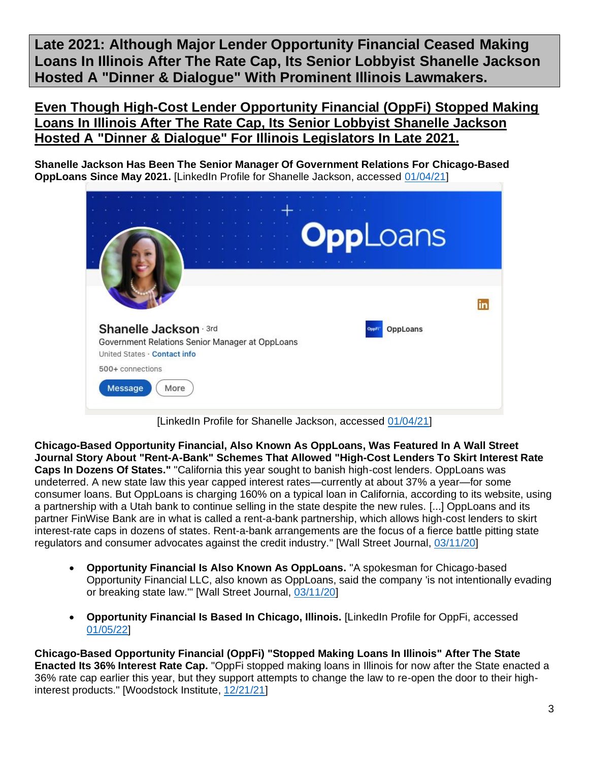# Late 2021: Although Major Lender Opportunity Financial Ceased Making Loans In Illinois After The Rate Cap, Its Senior Lobbyist Shanelle Jackson Hosted A "Dinner & Dialogue" With Prominent Illinois Lawmakers.

## Even Though High-Cost Lender Opportunity Financial (OppFi) Stopped Making Loans In Illinois After The Rate Cap, Its Senior Lobbyist Shanelle Jackson Hosted A "Dinner & Dialogue" For Illinois Legislators In Late 2021.

**Shanelle Jackson Has Been The Senior Manager Of Government Relations For Chicago-Based OppLoans Since May 2021.** [LinkedIn Profile for Shanelle Jackson, accessed 01/04/21]

[LinkedIn Profile for Shanelle Jackson, accessed 01/04/21]

**Chicago-Based Opportunity Financial, Also Known As OppLoans, Was Featured In A Wall Street Journal Story About "Rent-A-Bank" Schemes That Allowed "High-Cost Lenders To Skirt Interest Rate Caps In Dozens Of States."** "California this year sought to banish high-cost lenders. OppLoans was undeterred. A new state law this year capped interest rates—currently at about 37% a year—for some consumer loans. But OppLoans is charging 160% on a typical loan in California, according to its website, using a partnership with a Utah bank to continue selling in the state despite the new rules. [...] OppLoans and its partner FinWise Bank are in what is called a rent-a-bank partnership, which allows high-cost lenders to skirt interest-rate caps in dozens of states. Rent-a-bank arrangements are the focus of a fierce battle pitting state regulators and consumer advocates against the credit industry." [Wall Street Journal, 03/11/20]

- **Opportunity Financial Is Also Known As OppLoans.** "A spokesman for Chicago-based Opportunity Financial LLC, also known as OppLoans, said the company 'is not intentionally evading or breaking state law.'" [Wall Street Journal, 03/11/20]

- **Opportunity Financial Is Based In Chicago, Illinois.** [LinkedIn Profile for OppFi, accessed 01/05/22]

**Chicago-Based Opportunity Financial (OppFi) "Stopped Making Loans In Illinois" After The State Enacted Its 36% Interest Rate Cap.** "OppFi stopped making loans in Illinois for now after the State enacted a 36% rate cap earlier this year, but they support attempts to change the law to re-open the door to their high-interest products." [Woodstock Institute, 12/21/21]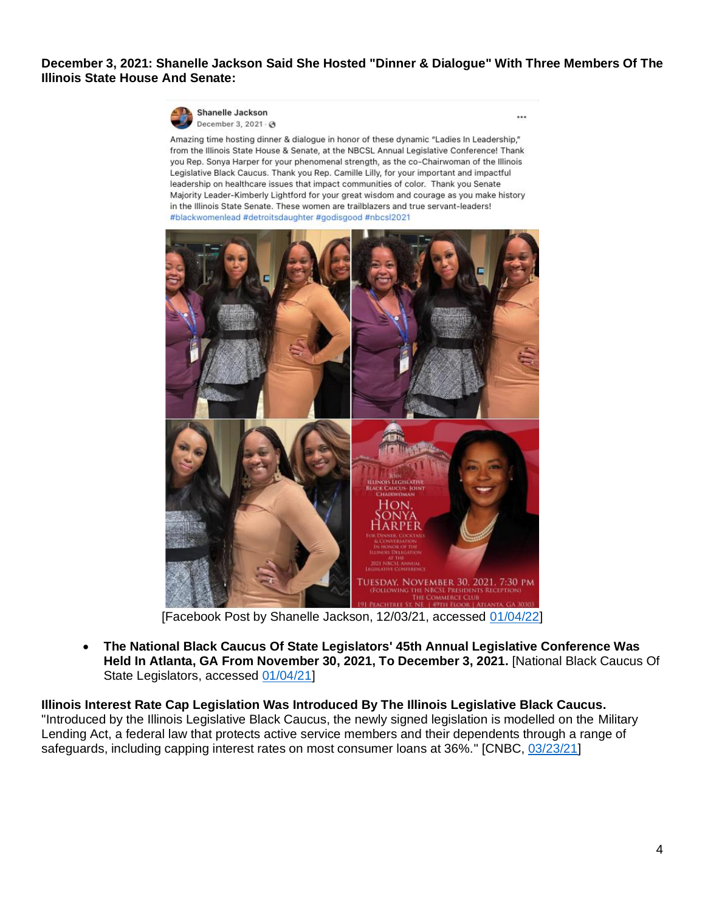**December 3, 2021: Shanelle Jackson Said She Hosted "Dinner & Dialogue" With Three Members Of The Illinois State House And Senate:**

Shanelle Jackson
December 3, 2021

Amazing time hosting dinner & dialogue in honor of these dynamic "Ladies In Leadership," from the Illinois State House & Senate, at the NBCSL Annual Legislative Conference! Thank you Rep. Sonya Harper for your phenomenal strength, as the co-Chairwoman of the Illinois Legislative Black Caucus. Thank you Rep. Camille Lilly, for your important and impactful leadership on healthcare issues that impact communities of color. Thank you Senate Majority Leader-Kimberly Lightford for your great wisdom and courage as you make history in the Illinois State Senate. These women are trailblazers and true servant-leaders! #blackwomenlead #detroitsdaughter #godisgood #nbcsl2021

[Facebook Post by Shanelle Jackson, 12/03/21, accessed 01/04/22]

- **The National Black Caucus Of State Legislators' 45th Annual Legislative Conference Was Held In Atlanta, GA From November 30, 2021, To December 3, 2021.** [National Black Caucus Of State Legislators, accessed 01/04/21]

**Illinois Interest Rate Cap Legislation Was Introduced By The Illinois Legislative Black Caucus.** "Introduced by the Illinois Legislative Black Caucus, the newly signed legislation is modelled on the Military Lending Act, a federal law that protects active service members and their dependents through a range of safeguards, including capping interest rates on most consumer loans at 36%." [CNBC, 03/23/21]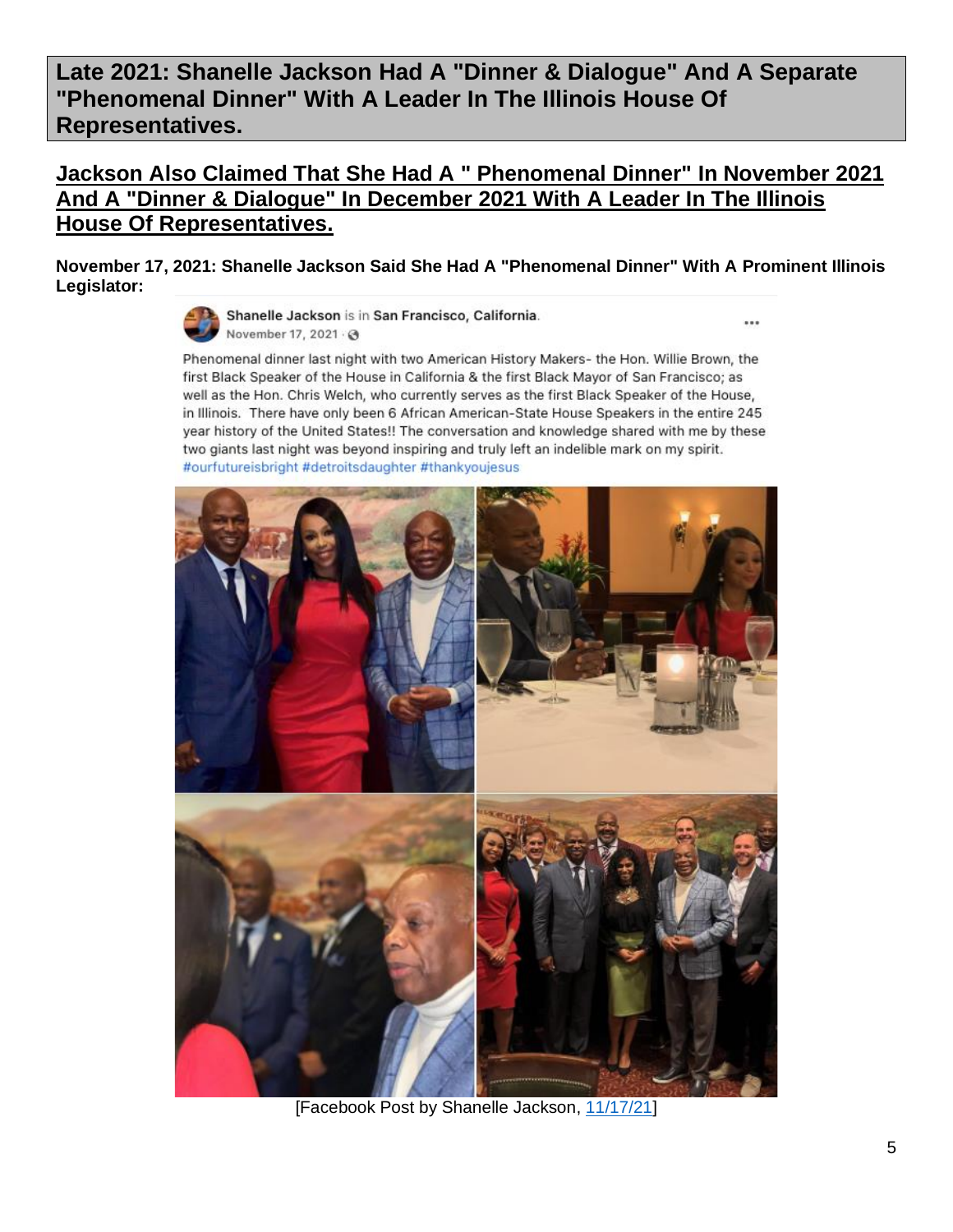## Late 2021: Shanelle Jackson Had A "Dinner & Dialogue" And A Separate "Phenomenal Dinner" With A Leader In The Illinois House Of Representatives.

### Jackson Also Claimed That She Had A " Phenomenal Dinner" In November 2021 And A "Dinner & Dialogue" In December 2021 With A Leader In The Illinois House Of Representatives.

**November 17, 2021: Shanelle Jackson Said She Had A "Phenomenal Dinner" With A Prominent Illinois Legislator:**

Shanelle Jackson is in San Francisco, California.
November 17, 2021

Phenomenal dinner last night with two American History Makers- the Hon. Willie Brown, the first Black Speaker of the House in California & the first Black Mayor of San Francisco; as well as the Hon. Chris Welch, who currently serves as the first Black Speaker of the House, in Illinois. There have only been 6 African American-State House Speakers in the entire 245 year history of the United States!! The conversation and knowledge shared with me by these two giants last night was beyond inspiring and truly left an indelible mark on my spirit. #ourfutureisbright #detroitsdaughter #thankyoujesus

[Facebook Post by Shanelle Jackson, 11/17/21]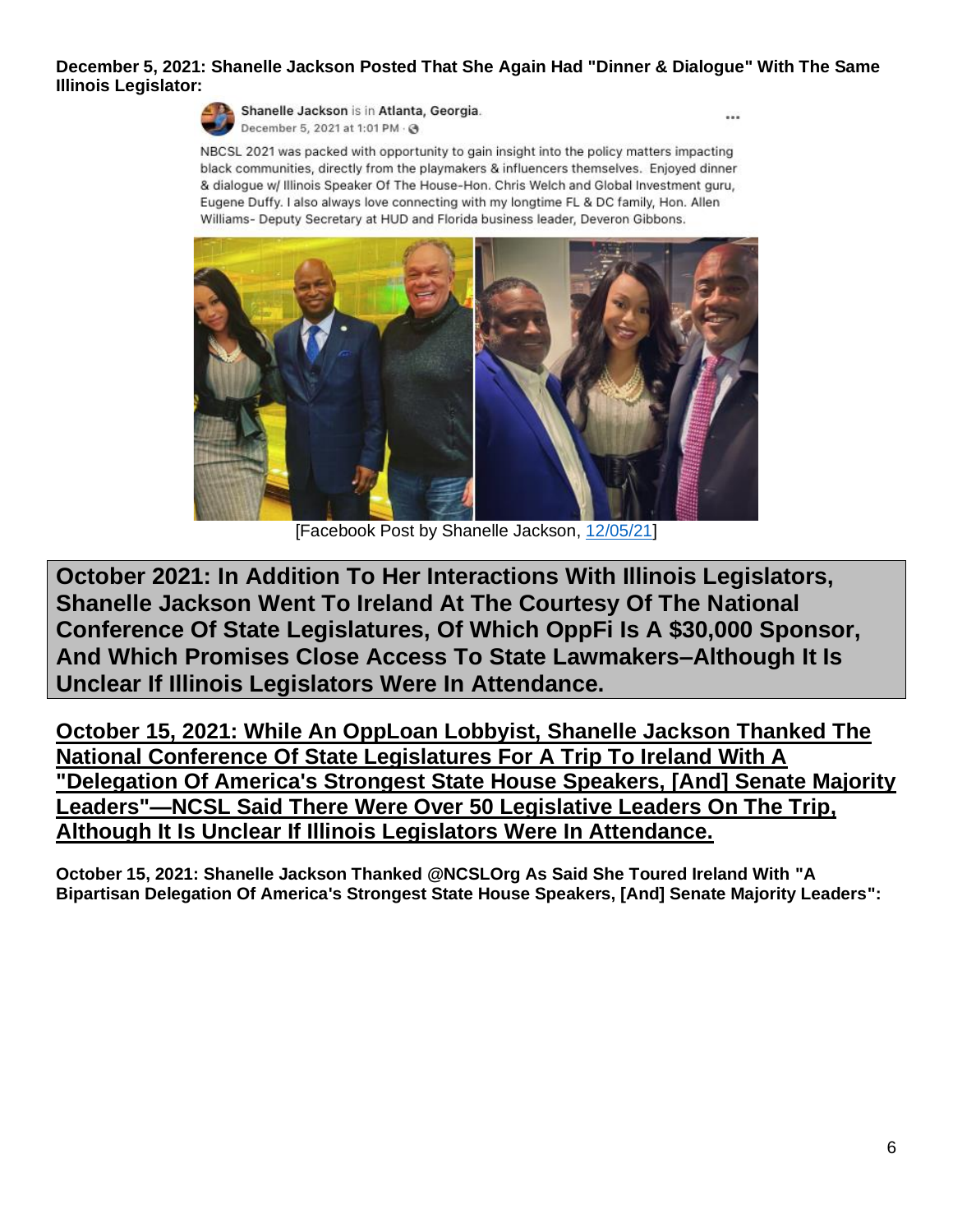**December 5, 2021: Shanelle Jackson Posted That She Again Had "Dinner & Dialogue" With The Same Illinois Legislator:**

Shanelle Jackson is in Atlanta, Georgia.
December 5, 2021 at 1:01 PM

NBCSL 2021 was packed with opportunity to gain insight into the policy matters impacting black communities, directly from the playmakers & influencers themselves. Enjoyed dinner & dialogue w/ Illinois Speaker Of The House-Hon. Chris Welch and Global Investment guru, Eugene Duffy. I also always love connecting with my longtime FL & DC family, Hon. Allen Williams- Deputy Secretary at HUD and Florida business leader, Deveron Gibbons.

[Facebook Post by Shanelle Jackson, 12/05/21]

## October 2021: In Addition To Her Interactions With Illinois Legislators, Shanelle Jackson Went To Ireland At The Courtesy Of The National Conference Of State Legislatures, Of Which OppFi Is A $30,000 Sponsor, And Which Promises Close Access To State Lawmakers–Although It Is Unclear If Illinois Legislators Were In Attendance.

### October 15, 2021: While An OppLoan Lobbyist, Shanelle Jackson Thanked The National Conference Of State Legislatures For A Trip To Ireland With A "Delegation Of America's Strongest State House Speakers, [And] Senate Majority Leaders"—NCSL Said There Were Over 50 Legislative Leaders On The Trip, Although It Is Unclear If Illinois Legislators Were In Attendance.

**October 15, 2021: Shanelle Jackson Thanked @NCSLOrg As Said She Toured Ireland With "A Bipartisan Delegation Of America's Strongest State House Speakers, [And] Senate Majority Leaders":**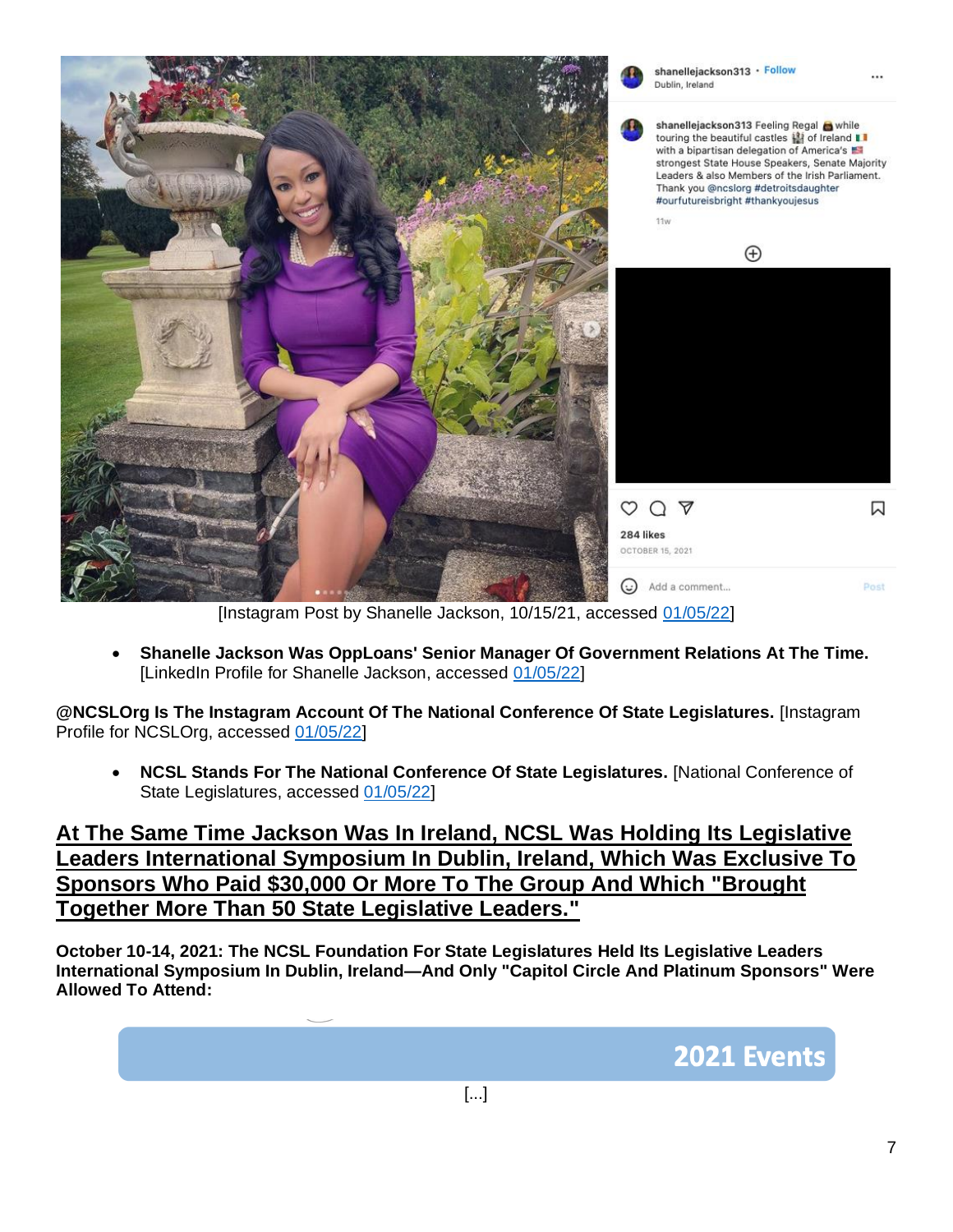[Instagram Post by Shanelle Jackson, 10/15/21, accessed 01/05/22]

- **Shanelle Jackson Was OppLoans' Senior Manager Of Government Relations At The Time.** [LinkedIn Profile for Shanelle Jackson, accessed 01/05/22]

**@NCSLOrg Is The Instagram Account Of The National Conference Of State Legislatures.** [Instagram Profile for NCSLOrg, accessed 01/05/22]

- **NCSL Stands For The National Conference Of State Legislatures.** [National Conference of State Legislatures, accessed 01/05/22]

## At The Same Time Jackson Was In Ireland, NCSL Was Holding Its Legislative Leaders International Symposium In Dublin, Ireland, Which Was Exclusive To Sponsors Who Paid $30,000 Or More To The Group And Which "Brought Together More Than 50 State Legislative Leaders."

**October 10-14, 2021: The NCSL Foundation For State Legislatures Held Its Legislative Leaders International Symposium In Dublin, Ireland—And Only "Capitol Circle And Platinum Sponsors" Were Allowed To Attend:**

2021 Events

[...]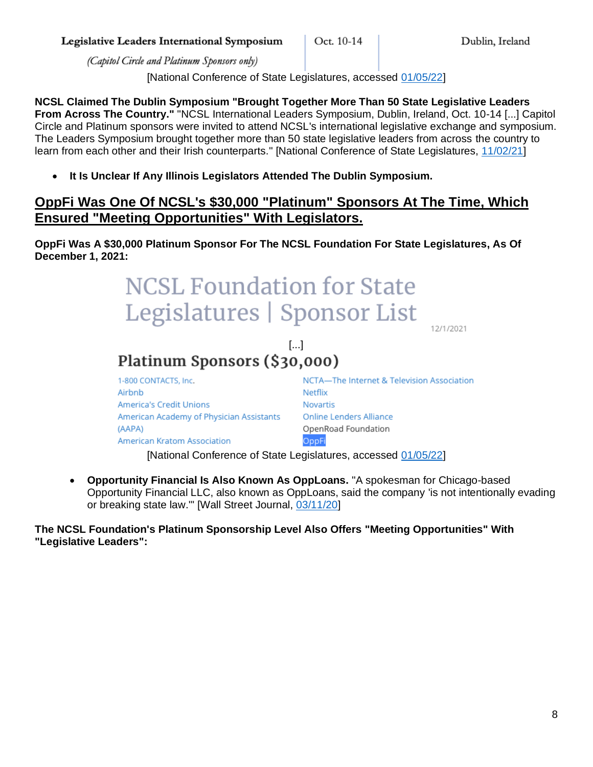| Legislative Leaders International Symposium *(Capitol Circle and Platinum Sponsors only)* | Oct. 10-14 | Dublin, Ireland |
| --- | --- | --- |

[National Conference of State Legislatures, accessed 01/05/22]

**NCSL Claimed The Dublin Symposium "Brought Together More Than 50 State Legislative Leaders From Across The Country."** "NCSL International Leaders Symposium, Dublin, Ireland, Oct. 10-14 [...] Capitol Circle and Platinum sponsors were invited to attend NCSL's international legislative exchange and symposium. The Leaders Symposium brought together more than 50 state legislative leaders from across the country to learn from each other and their Irish counterparts." [National Conference of State Legislatures, 11/02/21]

- **It Is Unclear If Any Illinois Legislators Attended The Dublin Symposium.**

## OppFi Was One Of NCSL's $30,000 "Platinum" Sponsors At The Time, Which Ensured "Meeting Opportunities" With Legislators.

**OppFi Was A $30,000 Platinum Sponsor For The NCSL Foundation For State Legislatures, As Of December 1, 2021:**

NCSL Foundation for State Legislatures | Sponsor List

12/1/2021

[...]

### Platinum Sponsors ($30,000)

| | |
| --- | --- |
| 1-800 CONTACTS, Inc. | NCTA—The Internet & Television Association |
| Airbnb | Netflix |
| America's Credit Unions | Novartis |
| American Academy of Physician Assistants (AAPA) | Online Lenders Alliance |
| | OpenRoad Foundation |
| American Kratom Association | OppFi |

[National Conference of State Legislatures, accessed 01/05/22]

- **Opportunity Financial Is Also Known As OppLoans.** "A spokesman for Chicago-based Opportunity Financial LLC, also known as OppLoans, said the company 'is not intentionally evading or breaking state law.'" [Wall Street Journal, 03/11/20]

**The NCSL Foundation's Platinum Sponsorship Level Also Offers "Meeting Opportunities" With "Legislative Leaders":**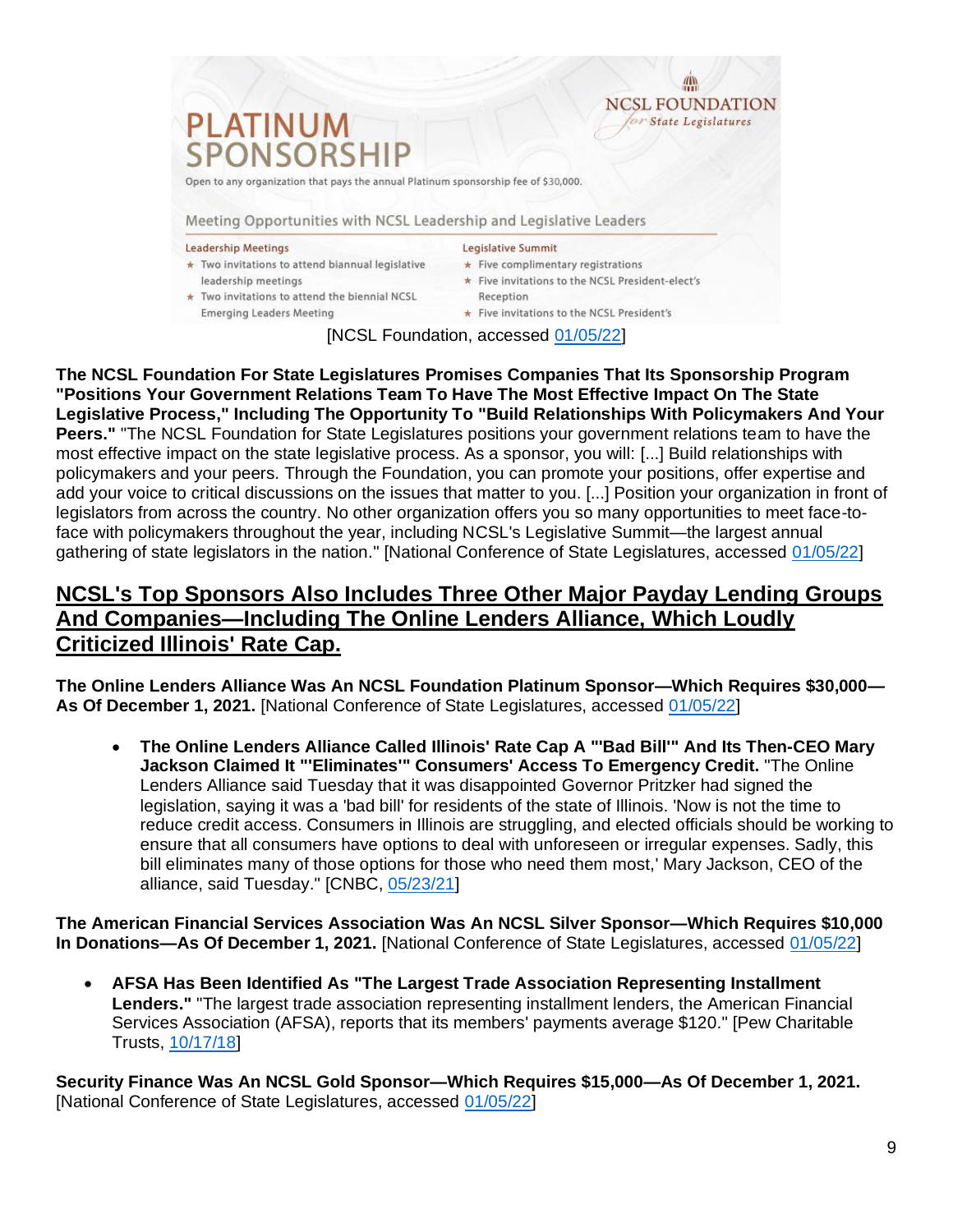PLATINUM SPONSORSHIP

NCSL FOUNDATION for State Legislatures

Open to any organization that pays the annual Platinum sponsorship fee of $30,000.

Meeting Opportunities with NCSL Leadership and Legislative Leaders

Leadership Meetings

- Two invitations to attend biannual legislative leadership meetings
- Two invitations to attend the biennial NCSL Emerging Leaders Meeting

Legislative Summit

- Five complimentary registrations
- Five invitations to the NCSL President-elect's Reception
- Five invitations to the NCSL President's

[NCSL Foundation, accessed 01/05/22]

**The NCSL Foundation For State Legislatures Promises Companies That Its Sponsorship Program "Positions Your Government Relations Team To Have The Most Effective Impact On The State Legislative Process," Including The Opportunity To "Build Relationships With Policymakers And Your Peers."** "The NCSL Foundation for State Legislatures positions your government relations team to have the most effective impact on the state legislative process. As a sponsor, you will: [...] Build relationships with policymakers and your peers. Through the Foundation, you can promote your positions, offer expertise and add your voice to critical discussions on the issues that matter to you. [...] Position your organization in front of legislators from across the country. No other organization offers you so many opportunities to meet face-to-face with policymakers throughout the year, including NCSL's Legislative Summit—the largest annual gathering of state legislators in the nation." [National Conference of State Legislatures, accessed 01/05/22]

## NCSL's Top Sponsors Also Includes Three Other Major Payday Lending Groups And Companies—Including The Online Lenders Alliance, Which Loudly Criticized Illinois' Rate Cap.

**The Online Lenders Alliance Was An NCSL Foundation Platinum Sponsor—Which Requires $30,000—As Of December 1, 2021.** [National Conference of State Legislatures, accessed 01/05/22]

- **The Online Lenders Alliance Called Illinois' Rate Cap A "'Bad Bill'" And Its Then-CEO Mary Jackson Claimed It "'Eliminates'" Consumers' Access To Emergency Credit.** "The Online Lenders Alliance said Tuesday that it was disappointed Governor Pritzker had signed the legislation, saying it was a 'bad bill' for residents of the state of Illinois. 'Now is not the time to reduce credit access. Consumers in Illinois are struggling, and elected officials should be working to ensure that all consumers have options to deal with unforeseen or irregular expenses. Sadly, this bill eliminates many of those options for those who need them most,' Mary Jackson, CEO of the alliance, said Tuesday." [CNBC, 05/23/21]

**The American Financial Services Association Was An NCSL Silver Sponsor—Which Requires $10,000 In Donations—As Of December 1, 2021.** [National Conference of State Legislatures, accessed 01/05/22]

- **AFSA Has Been Identified As "The Largest Trade Association Representing Installment Lenders."** "The largest trade association representing installment lenders, the American Financial Services Association (AFSA), reports that its members' payments average $120." [Pew Charitable Trusts, 10/17/18]

**Security Finance Was An NCSL Gold Sponsor—Which Requires $15,000—As Of December 1, 2021.** [National Conference of State Legislatures, accessed 01/05/22]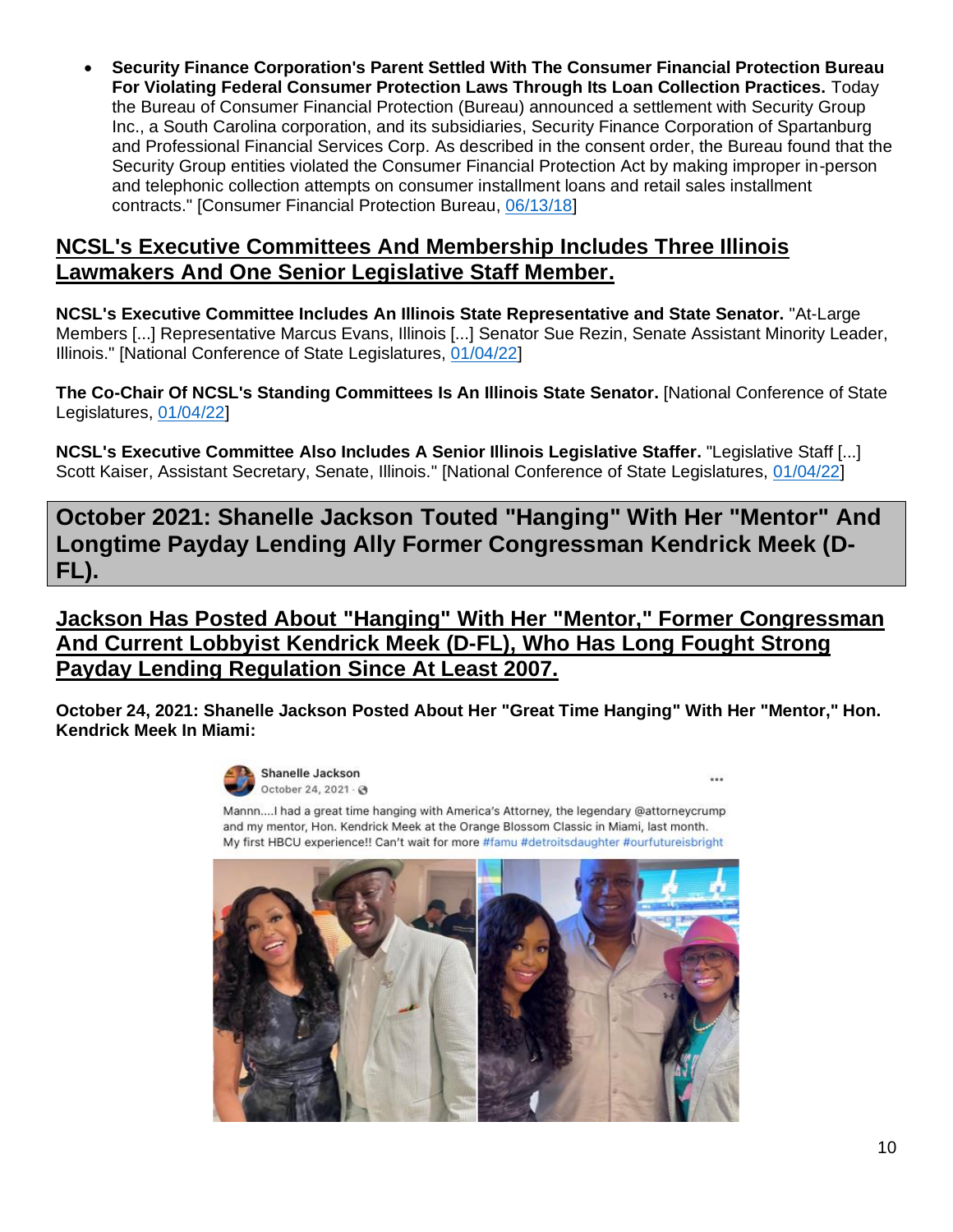- **Security Finance Corporation's Parent Settled With The Consumer Financial Protection Bureau For Violating Federal Consumer Protection Laws Through Its Loan Collection Practices.** Today the Bureau of Consumer Financial Protection (Bureau) announced a settlement with Security Group Inc., a South Carolina corporation, and its subsidiaries, Security Finance Corporation of Spartanburg and Professional Financial Services Corp. As described in the consent order, the Bureau found that the Security Group entities violated the Consumer Financial Protection Act by making improper in-person and telephonic collection attempts on consumer installment loans and retail sales installment contracts." [Consumer Financial Protection Bureau, 06/13/18]

## NCSL's Executive Committees And Membership Includes Three Illinois Lawmakers And One Senior Legislative Staff Member.

**NCSL's Executive Committee Includes An Illinois State Representative and State Senator.** "At-Large Members [...] Representative Marcus Evans, Illinois [...] Senator Sue Rezin, Senate Assistant Minority Leader, Illinois." [National Conference of State Legislatures, 01/04/22]

**The Co-Chair Of NCSL's Standing Committees Is An Illinois State Senator.** [National Conference of State Legislatures, 01/04/22]

**NCSL's Executive Committee Also Includes A Senior Illinois Legislative Staffer.** "Legislative Staff [...] Scott Kaiser, Assistant Secretary, Senate, Illinois." [National Conference of State Legislatures, 01/04/22]

# October 2021: Shanelle Jackson Touted "Hanging" With Her "Mentor" And Longtime Payday Lending Ally Former Congressman Kendrick Meek (D-FL).

## Jackson Has Posted About "Hanging" With Her "Mentor," Former Congressman And Current Lobbyist Kendrick Meek (D-FL), Who Has Long Fought Strong Payday Lending Regulation Since At Least 2007.

**October 24, 2021: Shanelle Jackson Posted About Her "Great Time Hanging" With Her "Mentor," Hon. Kendrick Meek In Miami:**

Shanelle Jackson
October 24, 2021

Mannn....I had a great time hanging with America's Attorney, the legendary @attorneycrump and my mentor, Hon. Kendrick Meek at the Orange Blossom Classic in Miami, last month. My first HBCU experience!! Can't wait for more #famu #detroitsdaughter #ourfutureisbright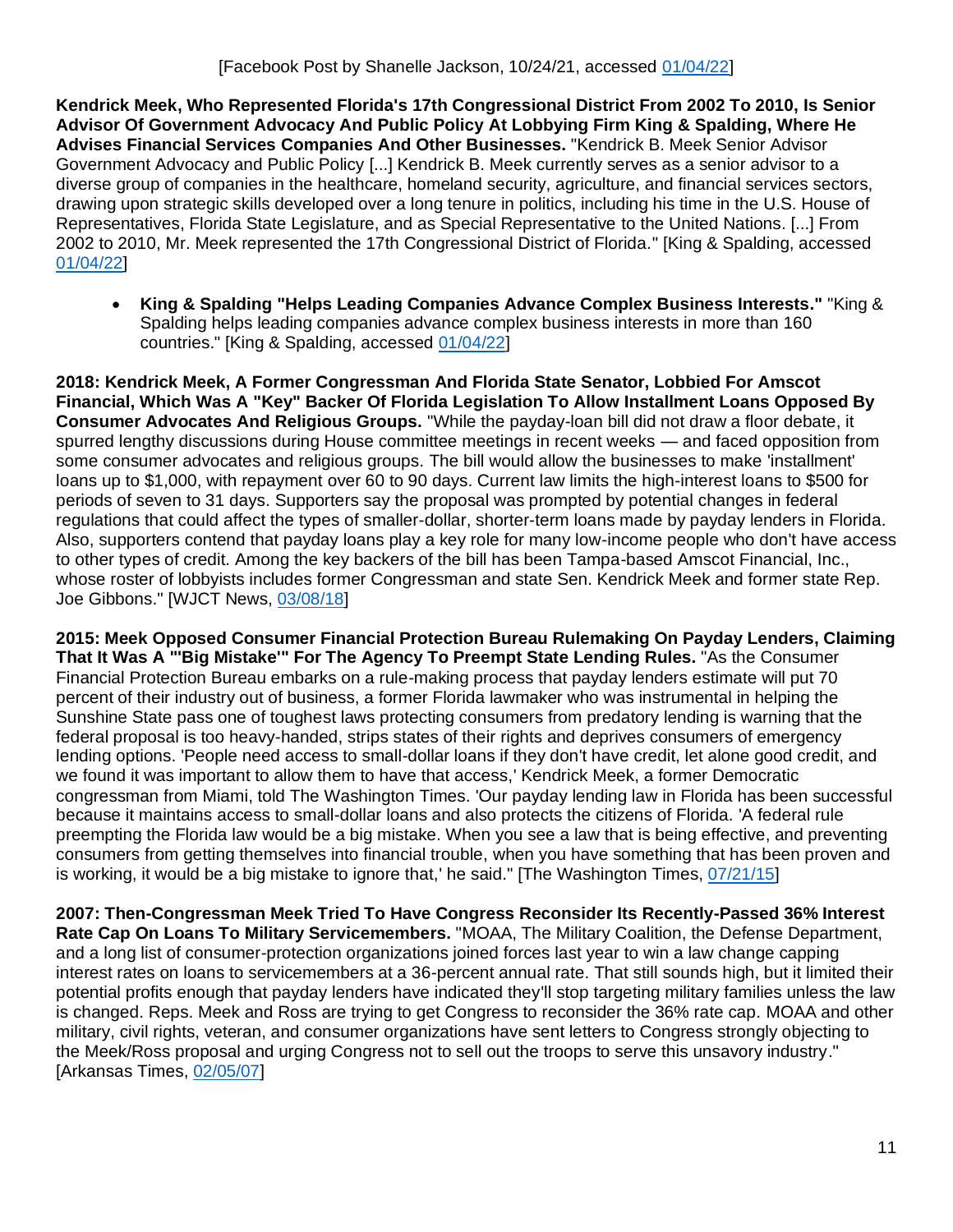[Facebook Post by Shanelle Jackson, 10/24/21, accessed 01/04/22]

**Kendrick Meek, Who Represented Florida's 17th Congressional District From 2002 To 2010, Is Senior Advisor Of Government Advocacy And Public Policy At Lobbying Firm King & Spalding, Where He Advises Financial Services Companies And Other Businesses.** "Kendrick B. Meek Senior Advisor Government Advocacy and Public Policy [...] Kendrick B. Meek currently serves as a senior advisor to a diverse group of companies in the healthcare, homeland security, agriculture, and financial services sectors, drawing upon strategic skills developed over a long tenure in politics, including his time in the U.S. House of Representatives, Florida State Legislature, and as Special Representative to the United Nations. [...] From 2002 to 2010, Mr. Meek represented the 17th Congressional District of Florida." [King & Spalding, accessed 01/04/22]

- **King & Spalding "Helps Leading Companies Advance Complex Business Interests."** "King & Spalding helps leading companies advance complex business interests in more than 160 countries." [King & Spalding, accessed 01/04/22]

**2018: Kendrick Meek, A Former Congressman And Florida State Senator, Lobbied For Amscot Financial, Which Was A "Key" Backer Of Florida Legislation To Allow Installment Loans Opposed By Consumer Advocates And Religious Groups.** "While the payday-loan bill did not draw a floor debate, it spurred lengthy discussions during House committee meetings in recent weeks — and faced opposition from some consumer advocates and religious groups. The bill would allow the businesses to make 'installment' loans up to $1,000, with repayment over 60 to 90 days. Current law limits the high-interest loans to $500 for periods of seven to 31 days. Supporters say the proposal was prompted by potential changes in federal regulations that could affect the types of smaller-dollar, shorter-term loans made by payday lenders in Florida. Also, supporters contend that payday loans play a key role for many low-income people who don't have access to other types of credit. Among the key backers of the bill has been Tampa-based Amscot Financial, Inc., whose roster of lobbyists includes former Congressman and state Sen. Kendrick Meek and former state Rep. Joe Gibbons." [WJCT News, 03/08/18]

**2015: Meek Opposed Consumer Financial Protection Bureau Rulemaking On Payday Lenders, Claiming That It Was A "'Big Mistake'" For The Agency To Preempt State Lending Rules.** "As the Consumer Financial Protection Bureau embarks on a rule-making process that payday lenders estimate will put 70 percent of their industry out of business, a former Florida lawmaker who was instrumental in helping the Sunshine State pass one of toughest laws protecting consumers from predatory lending is warning that the federal proposal is too heavy-handed, strips states of their rights and deprives consumers of emergency lending options. 'People need access to small-dollar loans if they don't have credit, let alone good credit, and we found it was important to allow them to have that access,' Kendrick Meek, a former Democratic congressman from Miami, told The Washington Times. 'Our payday lending law in Florida has been successful because it maintains access to small-dollar loans and also protects the citizens of Florida. 'A federal rule preempting the Florida law would be a big mistake. When you see a law that is being effective, and preventing consumers from getting themselves into financial trouble, when you have something that has been proven and is working, it would be a big mistake to ignore that,' he said." [The Washington Times, 07/21/15]

**2007: Then-Congressman Meek Tried To Have Congress Reconsider Its Recently-Passed 36% Interest Rate Cap On Loans To Military Servicemembers.** "MOAA, The Military Coalition, the Defense Department, and a long list of consumer-protection organizations joined forces last year to win a law change capping interest rates on loans to servicemembers at a 36-percent annual rate. That still sounds high, but it limited their potential profits enough that payday lenders have indicated they'll stop targeting military families unless the law is changed. Reps. Meek and Ross are trying to get Congress to reconsider the 36% rate cap. MOAA and other military, civil rights, veteran, and consumer organizations have sent letters to Congress strongly objecting to the Meek/Ross proposal and urging Congress not to sell out the troops to serve this unsavory industry." [Arkansas Times, 02/05/07]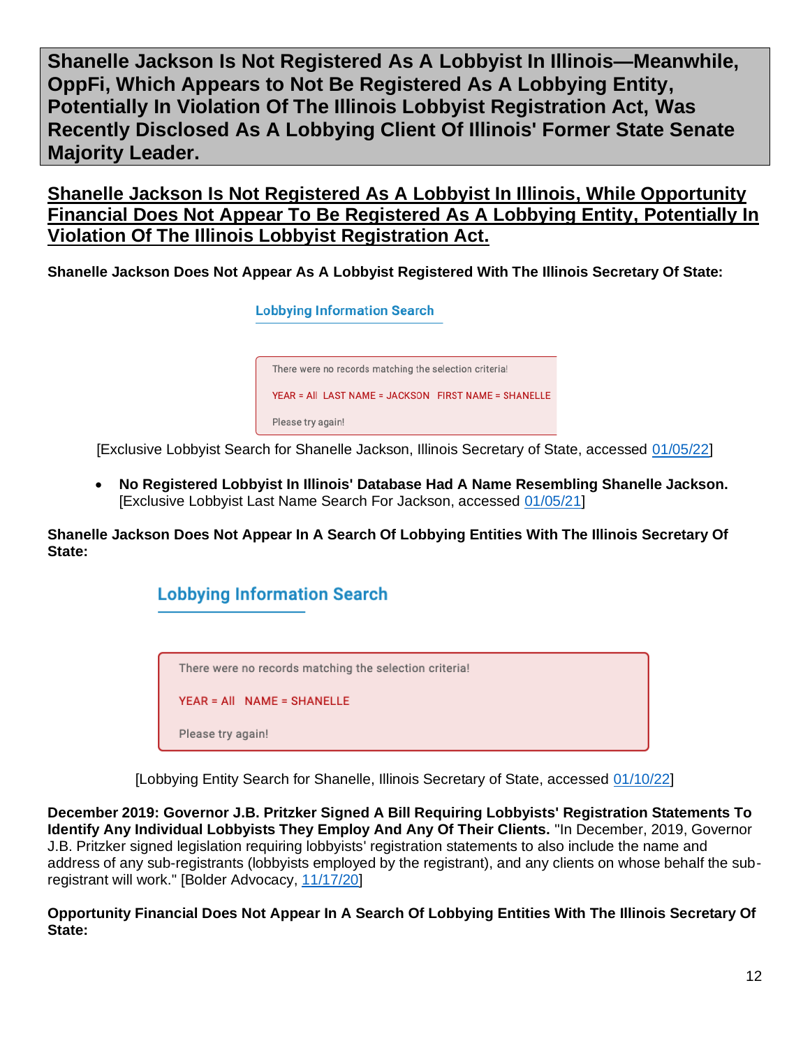# Shanelle Jackson Is Not Registered As A Lobbyist In Illinois—Meanwhile, OppFi, Which Appears to Not Be Registered As A Lobbying Entity, Potentially In Violation Of The Illinois Lobbyist Registration Act, Was Recently Disclosed As A Lobbying Client Of Illinois' Former State Senate Majority Leader.

## Shanelle Jackson Is Not Registered As A Lobbyist In Illinois, While Opportunity Financial Does Not Appear To Be Registered As A Lobbying Entity, Potentially In Violation Of The Illinois Lobbyist Registration Act.

**Shanelle Jackson Does Not Appear As A Lobbyist Registered With The Illinois Secretary Of State:**

Lobbying Information Search

There were no records matching the selection criteria!

YEAR = All LAST NAME = JACKSON FIRST NAME = SHANELLE

Please try again!

[Exclusive Lobbyist Search for Shanelle Jackson, Illinois Secretary of State, accessed 01/05/22]

- **No Registered Lobbyist In Illinois' Database Had A Name Resembling Shanelle Jackson.** [Exclusive Lobbyist Last Name Search For Jackson, accessed 01/05/21]

**Shanelle Jackson Does Not Appear In A Search Of Lobbying Entities With The Illinois Secretary Of State:**

Lobbying Information Search

There were no records matching the selection criteria!

YEAR = All NAME = SHANELLE

Please try again!

[Lobbying Entity Search for Shanelle, Illinois Secretary of State, accessed 01/10/22]

**December 2019: Governor J.B. Pritzker Signed A Bill Requiring Lobbyists' Registration Statements To Identify Any Individual Lobbyists They Employ And Any Of Their Clients.** "In December, 2019, Governor J.B. Pritzker signed legislation requiring lobbyists' registration statements to also include the name and address of any sub-registrants (lobbyists employed by the registrant), and any clients on whose behalf the sub-registrant will work." [Bolder Advocacy, 11/17/20]

**Opportunity Financial Does Not Appear In A Search Of Lobbying Entities With The Illinois Secretary Of State:**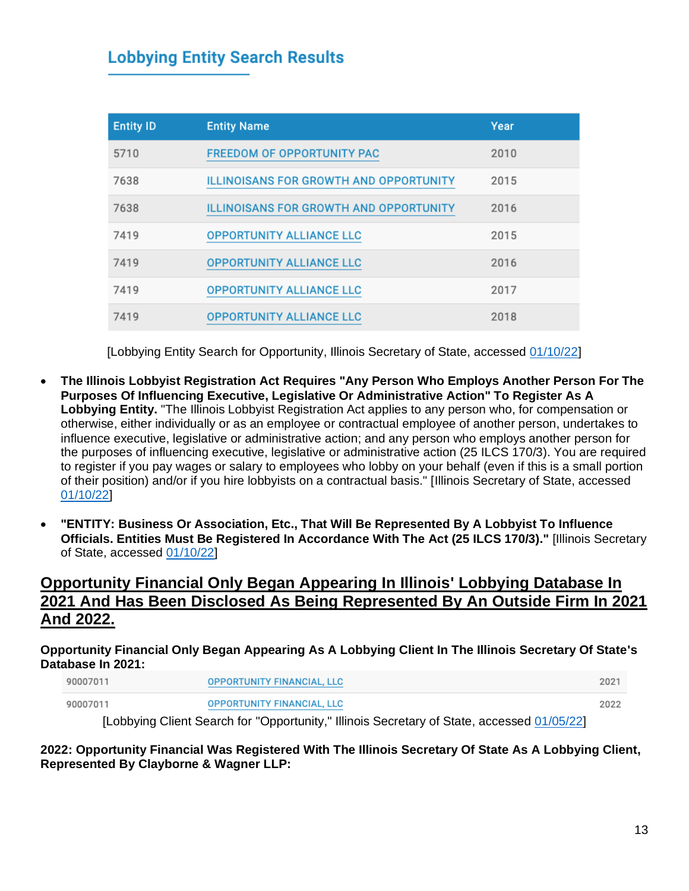## Lobbying Entity Search Results

| Entity ID | Entity Name | Year |
|---|---|---|
| 5710 | FREEDOM OF OPPORTUNITY PAC | 2010 |
| 7638 | ILLINOISANS FOR GROWTH AND OPPORTUNITY | 2015 |
| 7638 | ILLINOISANS FOR GROWTH AND OPPORTUNITY | 2016 |
| 7419 | OPPORTUNITY ALLIANCE LLC | 2015 |
| 7419 | OPPORTUNITY ALLIANCE LLC | 2016 |
| 7419 | OPPORTUNITY ALLIANCE LLC | 2017 |
| 7419 | OPPORTUNITY ALLIANCE LLC | 2018 |

[Lobbying Entity Search for Opportunity, Illinois Secretary of State, accessed 01/10/22]

- **The Illinois Lobbyist Registration Act Requires "Any Person Who Employs Another Person For The Purposes Of Influencing Executive, Legislative Or Administrative Action" To Register As A Lobbying Entity.** "The Illinois Lobbyist Registration Act applies to any person who, for compensation or otherwise, either individually or as an employee or contractual employee of another person, undertakes to influence executive, legislative or administrative action; and any person who employs another person for the purposes of influencing executive, legislative or administrative action (25 ILCS 170/3). You are required to register if you pay wages or salary to employees who lobby on your behalf (even if this is a small portion of their position) and/or if you hire lobbyists on a contractual basis." [Illinois Secretary of State, accessed 01/10/22]
- **"ENTITY: Business Or Association, Etc., That Will Be Represented By A Lobbyist To Influence Officials. Entities Must Be Registered In Accordance With The Act (25 ILCS 170/3)."** [Illinois Secretary of State, accessed 01/10/22]

## Opportunity Financial Only Began Appearing In Illinois' Lobbying Database In 2021 And Has Been Disclosed As Being Represented By An Outside Firm In 2021 And 2022.

**Opportunity Financial Only Began Appearing As A Lobbying Client In The Illinois Secretary Of State's Database In 2021:**

| | | |
|---|---|---|
| 90007011 | OPPORTUNITY FINANCIAL, LLC | 2021 |
| 90007011 | OPPORTUNITY FINANCIAL, LLC | 2022 |

[Lobbying Client Search for "Opportunity," Illinois Secretary of State, accessed 01/05/22]

**2022: Opportunity Financial Was Registered With The Illinois Secretary Of State As A Lobbying Client, Represented By Clayborne & Wagner LLP:**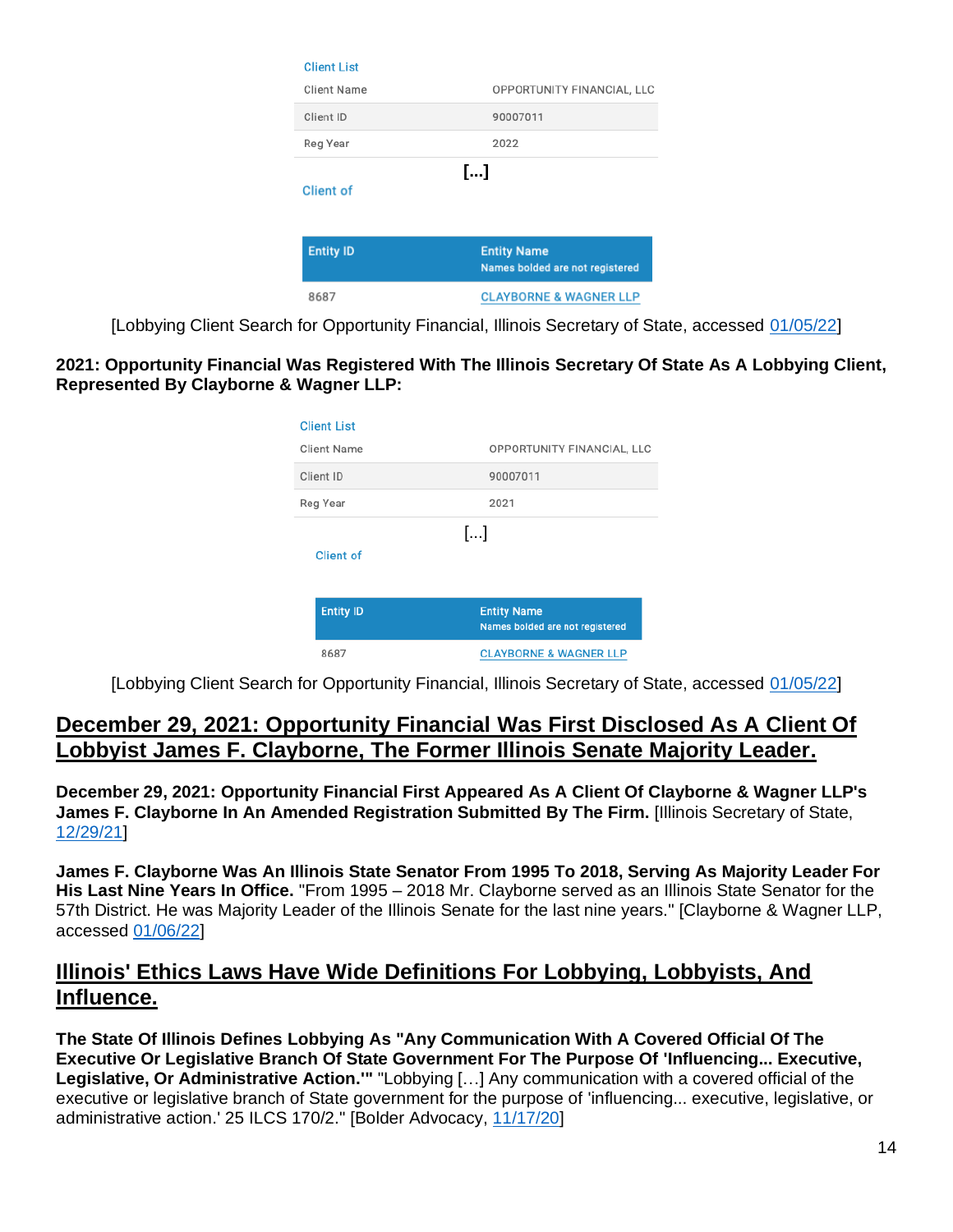**Client List**

| Client Name | OPPORTUNITY FINANCIAL, LLC |
|---|---|
| Client ID | 90007011 |
| Reg Year | 2022 |

**[...]**

**Client of**

| Entity ID | Entity Name Names bolded are not registered |
|---|---|
| 8687 | CLAYBORNE & WAGNER LLP |

[Lobbying Client Search for Opportunity Financial, Illinois Secretary of State, accessed 01/05/22]

**2021: Opportunity Financial Was Registered With The Illinois Secretary Of State As A Lobbying Client, Represented By Clayborne & Wagner LLP:**

**Client List**

| Client Name | OPPORTUNITY FINANCIAL, LLC |
|---|---|
| Client ID | 90007011 |
| Reg Year | 2021 |

[...]

**Client of**

| Entity ID | Entity Name Names bolded are not registered |
|---|---|
| 8687 | CLAYBORNE & WAGNER LLP |

[Lobbying Client Search for Opportunity Financial, Illinois Secretary of State, accessed 01/05/22]

## December 29, 2021: Opportunity Financial Was First Disclosed As A Client Of Lobbyist James F. Clayborne, The Former Illinois Senate Majority Leader.

**December 29, 2021: Opportunity Financial First Appeared As A Client Of Clayborne & Wagner LLP's James F. Clayborne In An Amended Registration Submitted By The Firm.** [Illinois Secretary of State, 12/29/21]

**James F. Clayborne Was An Illinois State Senator From 1995 To 2018, Serving As Majority Leader For His Last Nine Years In Office.** "From 1995 – 2018 Mr. Clayborne served as an Illinois State Senator for the 57th District. He was Majority Leader of the Illinois Senate for the last nine years." [Clayborne & Wagner LLP, accessed 01/06/22]

## Illinois' Ethics Laws Have Wide Definitions For Lobbying, Lobbyists, And Influence.

**The State Of Illinois Defines Lobbying As "Any Communication With A Covered Official Of The Executive Or Legislative Branch Of State Government For The Purpose Of 'Influencing... Executive, Legislative, Or Administrative Action.'"** "Lobbying […] Any communication with a covered official of the executive or legislative branch of State government for the purpose of 'influencing... executive, legislative, or administrative action.' 25 ILCS 170/2." [Bolder Advocacy, 11/17/20]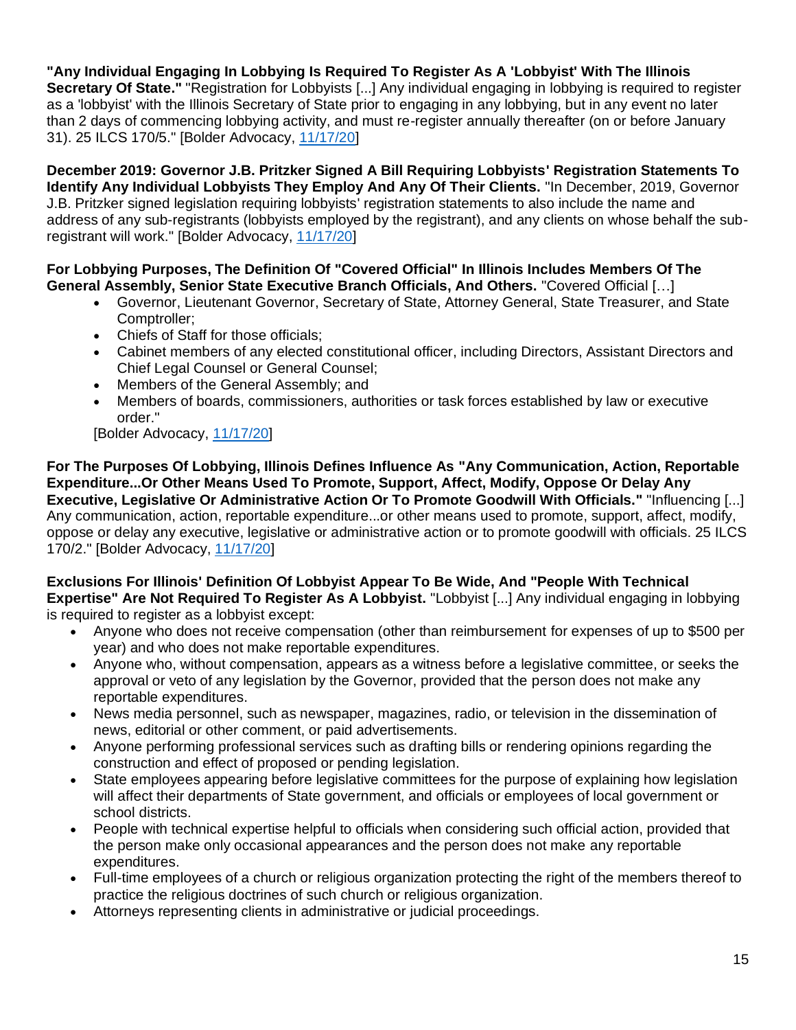**"Any Individual Engaging In Lobbying Is Required To Register As A 'Lobbyist' With The Illinois Secretary Of State."** "Registration for Lobbyists [...] Any individual engaging in lobbying is required to register as a 'lobbyist' with the Illinois Secretary of State prior to engaging in any lobbying, but in any event no later than 2 days of commencing lobbying activity, and must re-register annually thereafter (on or before January 31). 25 ILCS 170/5." [Bolder Advocacy, 11/17/20]

**December 2019: Governor J.B. Pritzker Signed A Bill Requiring Lobbyists' Registration Statements To Identify Any Individual Lobbyists They Employ And Any Of Their Clients.** "In December, 2019, Governor J.B. Pritzker signed legislation requiring lobbyists' registration statements to also include the name and address of any sub-registrants (lobbyists employed by the registrant), and any clients on whose behalf the sub-registrant will work." [Bolder Advocacy, 11/17/20]

**For Lobbying Purposes, The Definition Of "Covered Official" In Illinois Includes Members Of The General Assembly, Senior State Executive Branch Officials, And Others.** "Covered Official […]

- Governor, Lieutenant Governor, Secretary of State, Attorney General, State Treasurer, and State Comptroller;
- Chiefs of Staff for those officials;
- Cabinet members of any elected constitutional officer, including Directors, Assistant Directors and Chief Legal Counsel or General Counsel;
- Members of the General Assembly; and
- Members of boards, commissioners, authorities or task forces established by law or executive order."

[Bolder Advocacy, 11/17/20]

**For The Purposes Of Lobbying, Illinois Defines Influence As "Any Communication, Action, Reportable Expenditure...Or Other Means Used To Promote, Support, Affect, Modify, Oppose Or Delay Any Executive, Legislative Or Administrative Action Or To Promote Goodwill With Officials."** "Influencing [...] Any communication, action, reportable expenditure...or other means used to promote, support, affect, modify, oppose or delay any executive, legislative or administrative action or to promote goodwill with officials. 25 ILCS 170/2." [Bolder Advocacy, 11/17/20]

**Exclusions For Illinois' Definition Of Lobbyist Appear To Be Wide, And "People With Technical Expertise" Are Not Required To Register As A Lobbyist.** "Lobbyist [...] Any individual engaging in lobbying is required to register as a lobbyist except:

- Anyone who does not receive compensation (other than reimbursement for expenses of up to $500 per year) and who does not make reportable expenditures.
- Anyone who, without compensation, appears as a witness before a legislative committee, or seeks the approval or veto of any legislation by the Governor, provided that the person does not make any reportable expenditures.
- News media personnel, such as newspaper, magazines, radio, or television in the dissemination of news, editorial or other comment, or paid advertisements.
- Anyone performing professional services such as drafting bills or rendering opinions regarding the construction and effect of proposed or pending legislation.
- State employees appearing before legislative committees for the purpose of explaining how legislation will affect their departments of State government, and officials or employees of local government or school districts.
- People with technical expertise helpful to officials when considering such official action, provided that the person make only occasional appearances and the person does not make any reportable expenditures.
- Full-time employees of a church or religious organization protecting the right of the members thereof to practice the religious doctrines of such church or religious organization.
- Attorneys representing clients in administrative or judicial proceedings.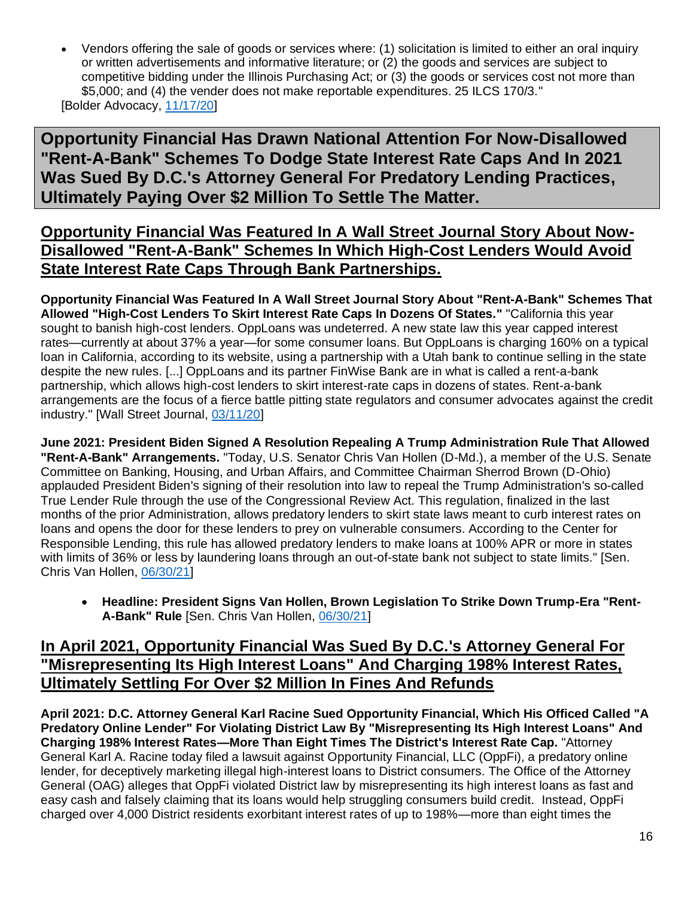- Vendors offering the sale of goods or services where: (1) solicitation is limited to either an oral inquiry or written advertisements and informative literature; or (2) the goods and services are subject to competitive bidding under the Illinois Purchasing Act; or (3) the goods or services cost not more than $5,000; and (4) the vender does not make reportable expenditures. 25 ILCS 170/3."

[Bolder Advocacy, 11/17/20]

## Opportunity Financial Has Drawn National Attention For Now-Disallowed "Rent-A-Bank" Schemes To Dodge State Interest Rate Caps And In 2021 Was Sued By D.C.'s Attorney General For Predatory Lending Practices, Ultimately Paying Over $2 Million To Settle The Matter.

### Opportunity Financial Was Featured In A Wall Street Journal Story About Now-Disallowed "Rent-A-Bank" Schemes In Which High-Cost Lenders Would Avoid State Interest Rate Caps Through Bank Partnerships.

**Opportunity Financial Was Featured In A Wall Street Journal Story About "Rent-A-Bank" Schemes That Allowed "High-Cost Lenders To Skirt Interest Rate Caps In Dozens Of States."** "California this year sought to banish high-cost lenders. OppLoans was undeterred. A new state law this year capped interest rates—currently at about 37% a year—for some consumer loans. But OppLoans is charging 160% on a typical loan in California, according to its website, using a partnership with a Utah bank to continue selling in the state despite the new rules. [...] OppLoans and its partner FinWise Bank are in what is called a rent-a-bank partnership, which allows high-cost lenders to skirt interest-rate caps in dozens of states. Rent-a-bank arrangements are the focus of a fierce battle pitting state regulators and consumer advocates against the credit industry." [Wall Street Journal, 03/11/20]

**June 2021: President Biden Signed A Resolution Repealing A Trump Administration Rule That Allowed "Rent-A-Bank" Arrangements.** "Today, U.S. Senator Chris Van Hollen (D-Md.), a member of the U.S. Senate Committee on Banking, Housing, and Urban Affairs, and Committee Chairman Sherrod Brown (D-Ohio) applauded President Biden's signing of their resolution into law to repeal the Trump Administration's so-called True Lender Rule through the use of the Congressional Review Act. This regulation, finalized in the last months of the prior Administration, allows predatory lenders to skirt state laws meant to curb interest rates on loans and opens the door for these lenders to prey on vulnerable consumers. According to the Center for Responsible Lending, this rule has allowed predatory lenders to make loans at 100% APR or more in states with limits of 36% or less by laundering loans through an out-of-state bank not subject to state limits." [Sen. Chris Van Hollen, 06/30/21]

- **Headline: President Signs Van Hollen, Brown Legislation To Strike Down Trump-Era "Rent-A-Bank" Rule** [Sen. Chris Van Hollen, 06/30/21]

### In April 2021, Opportunity Financial Was Sued By D.C.'s Attorney General For "Misrepresenting Its High Interest Loans" And Charging 198% Interest Rates, Ultimately Settling For Over $2 Million In Fines And Refunds

**April 2021: D.C. Attorney General Karl Racine Sued Opportunity Financial, Which His Officed Called "A Predatory Online Lender" For Violating District Law By "Misrepresenting Its High Interest Loans" And Charging 198% Interest Rates—More Than Eight Times The District's Interest Rate Cap.** "Attorney General Karl A. Racine today filed a lawsuit against Opportunity Financial, LLC (OppFi), a predatory online lender, for deceptively marketing illegal high-interest loans to District consumers. The Office of the Attorney General (OAG) alleges that OppFi violated District law by misrepresenting its high interest loans as fast and easy cash and falsely claiming that its loans would help struggling consumers build credit. Instead, OppFi charged over 4,000 District residents exorbitant interest rates of up to 198%—more than eight times the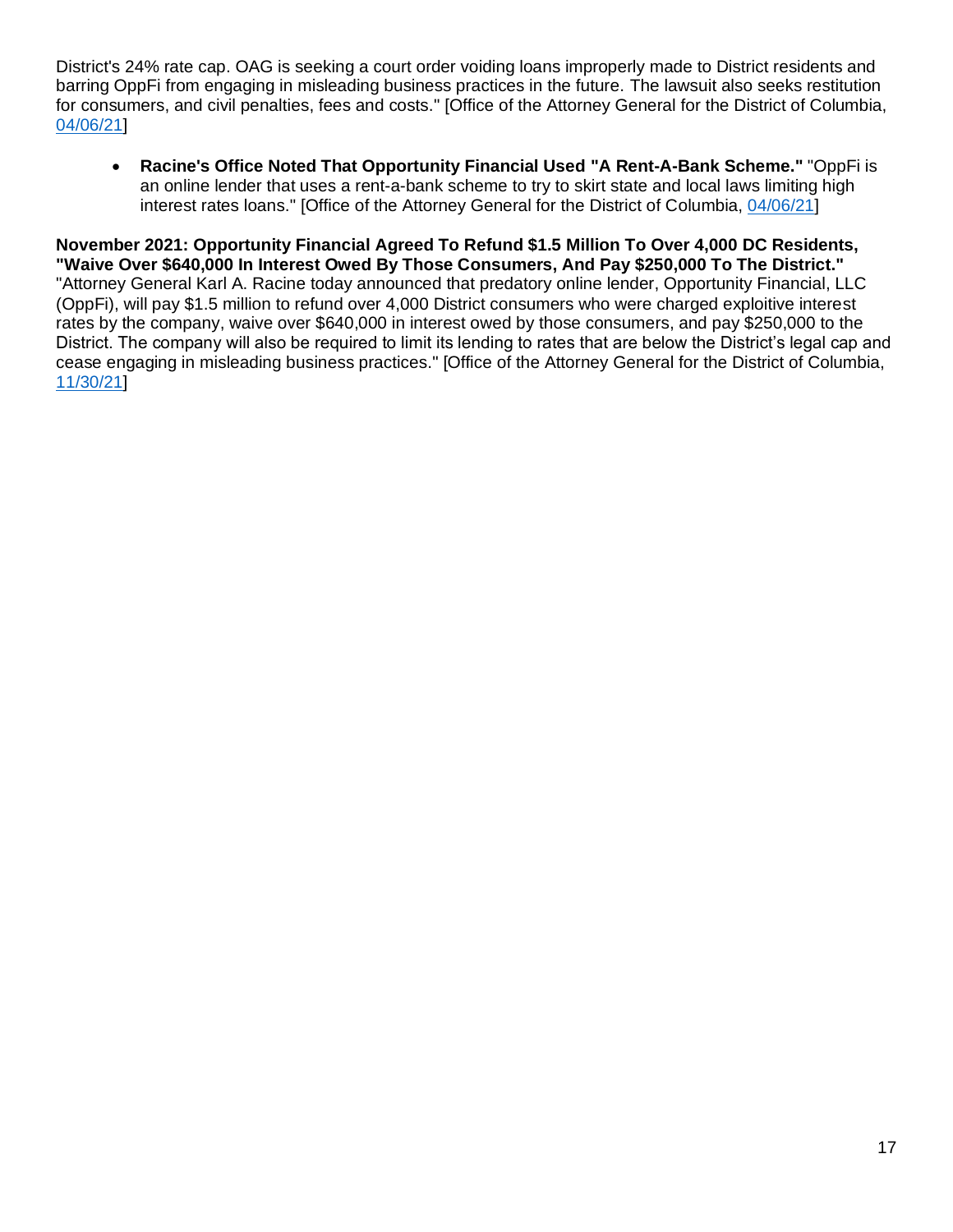District's 24% rate cap. OAG is seeking a court order voiding loans improperly made to District residents and barring OppFi from engaging in misleading business practices in the future. The lawsuit also seeks restitution for consumers, and civil penalties, fees and costs." [Office of the Attorney General for the District of Columbia, 04/06/21]

- **Racine's Office Noted That Opportunity Financial Used "A Rent-A-Bank Scheme."** "OppFi is an online lender that uses a rent-a-bank scheme to try to skirt state and local laws limiting high interest rates loans." [Office of the Attorney General for the District of Columbia, 04/06/21]

**November 2021: Opportunity Financial Agreed To Refund $1.5 Million To Over 4,000 DC Residents, "Waive Over $640,000 In Interest Owed By Those Consumers, And Pay $250,000 To The District."** "Attorney General Karl A. Racine today announced that predatory online lender, Opportunity Financial, LLC (OppFi), will pay $1.5 million to refund over 4,000 District consumers who were charged exploitive interest rates by the company, waive over $640,000 in interest owed by those consumers, and pay $250,000 to the District. The company will also be required to limit its lending to rates that are below the District's legal cap and cease engaging in misleading business practices." [Office of the Attorney General for the District of Columbia, 11/30/21]